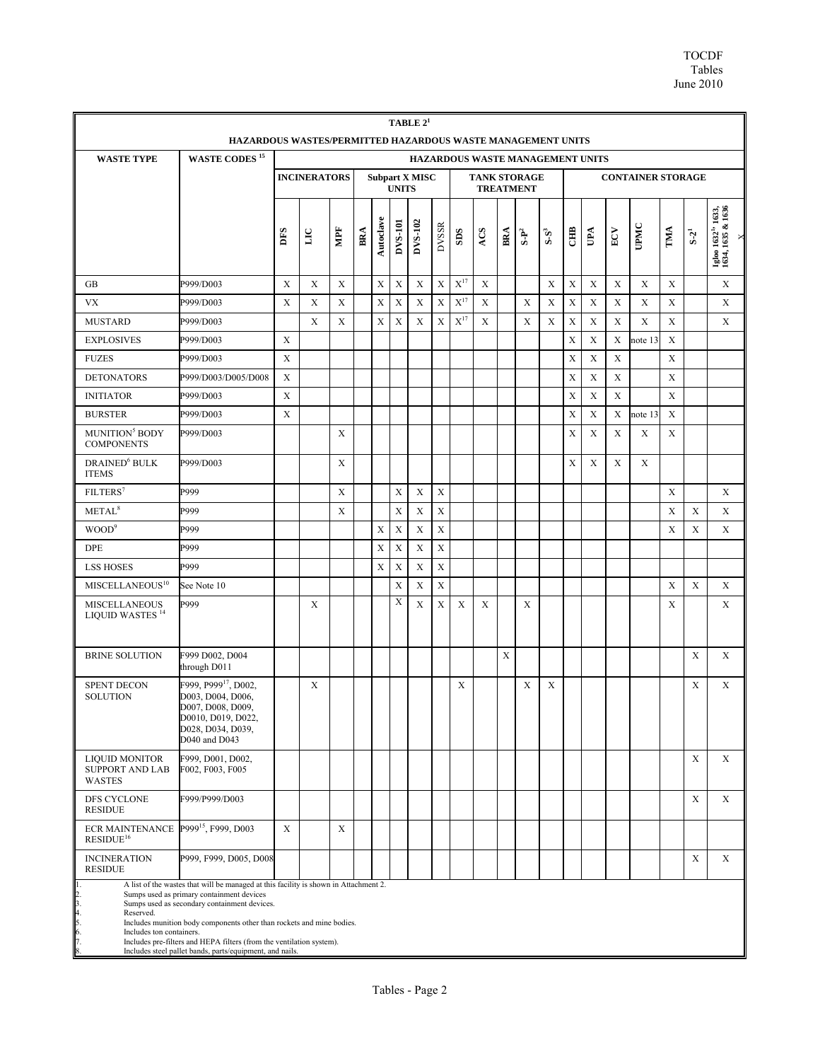**TABLE 2[1]**

**HAZARDOUS WASTES/PERMITTED HAZARDOUS WASTE MANAGEMENT UNITS**

| WASTE TYPE | WASTE CODES [15] | HAZARDOUS WASTE MANAGEMENT UNITS | | | | | | | | | | | | | | | | | | | |
|---|---|---|---|---|---|---|---|---|---|---|---|---|---|---|---|---|---|---|---|---|---|
| | | INCINERATORS | | | Subpart X MISC UNITS | | | | | TANK STORAGE TREATMENT | | | | | CONTAINER STORAGE | | | | | | |
| | | DFS | LIC | MPF | BRA | Autoclave | DVS-101 | DVS-102 | DVSSR | SDS | ACS | BRA | S-P[2] | S-S[3] | CHB | UPA | ECV | UPMC | TMA | S-2[1] | Igloo 1632[1,] 1633, 1634, 1635 & 1636 |
| GB | P999/D003 | X | X | X | | X | X | X | X | X[17] | X | | | X | X | X | X | X | X | | X |
| VX | P999/D003 | X | X | X | | X | X | X | X | X[17] | X | | X | X | X | X | X | X | X | | X |
| MUSTARD | P999/D003 | | X | X | | X | X | X | X | X[17] | X | | X | X | X | X | X | X | X | | X |
| EXPLOSIVES | P999/D003 | X | | | | | | | | | | | | | X | X | X | note 13 | X | | |
| FUZES | P999/D003 | X | | | | | | | | | | | | | X | X | X | | X | | |
| DETONATORS | P999/D003/D005/D008 | X | | | | | | | | | | | | | X | X | X | | X | | |
| INITIATOR | P999/D003 | X | | | | | | | | | | | | | X | X | X | | X | | |
| BURSTER | P999/D003 | X | | | | | | | | | | | | | X | X | X | note 13 | X | | |
| MUNITION[5] BODY COMPONENTS | P999/D003 | | | X | | | | | | | | | | | X | X | X | X | X | | |
| DRAINED[6] BULK ITEMS | P999/D003 | | | X | | | | | | | | | | | X | X | X | X | | | |
| FILTERS[7] | P999 | | | X | | | X | X | X | | | | | | | | | | X | | X |
| METAL[8] | P999 | | | X | | | X | X | X | | | | | | | | | | X | X | X |
| WOOD[9] | P999 | | | | | X | X | X | X | | | | | | | | | | X | X | X |
| DPE | P999 | | | | | X | X | X | X | | | | | | | | | | | | |
| LSS HOSES | P999 | | | | | X | X | X | X | | | | | | | | | | | | |
| MISCELLANEOUS[10] | See Note 10 | | | | | | X | X | X | | | | | | | | | | X | X | X |
| MISCELLANEOUS LIQUID WASTES [14] | P999 | | X | | | | X | X | X | X | X | | X | | | | | | X | | X |
| BRINE SOLUTION | F999 D002, D004 through D011 | | | | | | | | | | | X | | | | | | | | X | X |
| SPENT DECON SOLUTION | F999, P999[17], D002, D003, D004, D006, D007, D008, D009, D0010, D019, D022, D028, D034, D039, D040 and D043 | | X | | | | | | | X | | | X | X | | | | | | X | X |
| LIQUID MONITOR SUPPORT AND LAB WASTES | F999, D001, D002, F002, F003, F005 | | | | | | | | | | | | | | | | | | | X | X |
| DFS CYCLONE RESIDUE | F999/P999/D003 | | | | | | | | | | | | | | | | | | | X | X |
| ECR MAINTENANCE RESIDUE[16] | P999[15], F999, D003 | X | | X | | | | | | | | | | | | | | | | | |
| INCINERATION RESIDUE | P999, F999, D005, D008 | | | | | | | | | | | | | | | | | | | X | X |

1. A list of the wastes that will be managed at this facility is shown in Attachment 2.
2. Sumps used as primary containment devices
3. Sumps used as secondary containment devices.
4. Reserved.
5. Includes munition body components other than rockets and mine bodies.
6. Includes ton containers.
7. Includes pre-filters and HEPA filters (from the ventilation system).
8. Includes steel pallet bands, parts/equipment, and nails.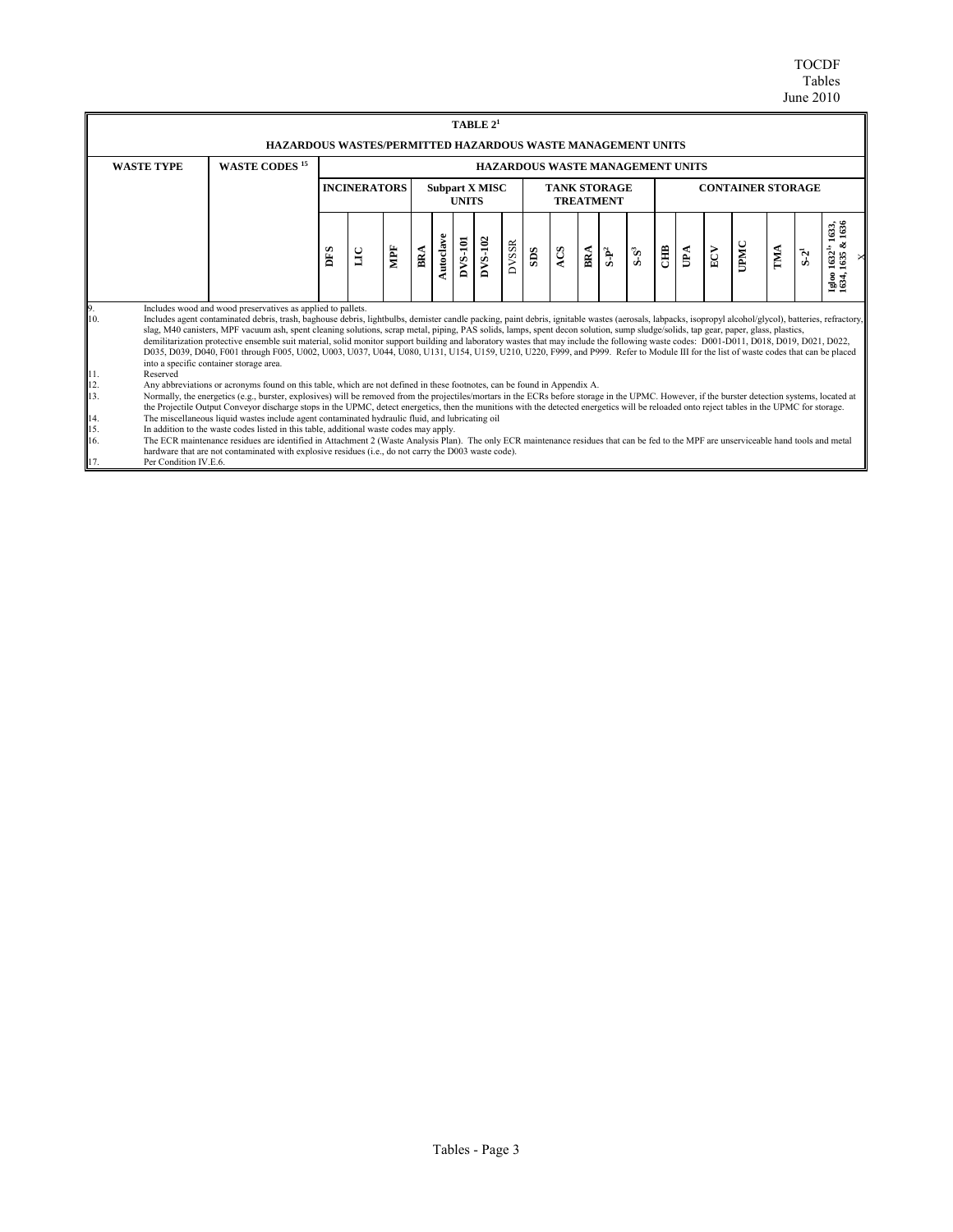**TABLE 2[1]**

**HAZARDOUS WASTES/PERMITTED HAZARDOUS WASTE MANAGEMENT UNITS**

| WASTE TYPE | WASTE CODES [15] | HAZARDOUS WASTE MANAGEMENT UNITS | | | | | | | | | | | | | | | | | | | |
|---|---|---|---|---|---|---|---|---|---|---|---|---|---|---|---|---|---|---|---|---|---|
| | | INCINERATORS | | | Subpart X MISC UNITS | | | | | TANK STORAGE TREATMENT | | | | | CONTAINER STORAGE | | | | | | |
| | | DFS | LIC | MPF | BRA | Autoclave | DVS-101 | DVS-102 | DVSSR | SDS | ACS | BRA | S-P[2] | S-S[3] | CHB | UPA | ECV | UPMC | TMA | S-2[1] | Igloo 1632[3], 1633, 1634, 1635 & 1636 |
| | | | | | | | | | | | | | | | | | | | | | X |

9. Includes wood and wood preservatives as applied to pallets.
10. Includes agent contaminated debris, trash, baghouse debris, lightbulbs, demister candle packing, paint debris, ignitable wastes (aerosals, labpacks, isopropyl alcohol/glycol), batteries, refractory, slag, M40 canisters, MPF vacuum ash, spent cleaning solutions, scrap metal, piping, PAS solids, lamps, spent decon solution, sump sludge/solids, tap gear, paper, glass, plastics, demilitarization protective ensemble suit material, solid monitor support building and laboratory wastes that may include the following waste codes: D001-D011, D018, D019, D021, D022, D035, D039, D040, F001 through F005, U002, U003, U037, U044, U080, U131, U154, U159, U210, U220, F999, and P999. Refer to Module III for the list of waste codes that can be placed into a specific container storage area.
11. Reserved
12. Any abbreviations or acronyms found on this table, which are not defined in these footnotes, can be found in Appendix A.
13. Normally, the energetics (e.g., burster, explosives) will be removed from the projectiles/mortars in the ECRs before storage in the UPMC. However, if the burster detection systems, located at the Projectile Output Conveyor discharge stops in the UPMC, detect energetics, then the munitions with the detected energetics will be reloaded onto reject tables in the UPMC for storage.
14. The miscellaneous liquid wastes include agent contaminated hydraulic fluid, and lubricating oil
15. In addition to the waste codes listed in this table, additional waste codes may apply.
16. The ECR maintenance residues are identified in Attachment 2 (Waste Analysis Plan). The only ECR maintenance residues that can be fed to the MPF are unserviceable hand tools and metal hardware that are not contaminated with explosive residues (i.e., do not carry the D003 waste code).
17. Per Condition IV.E.6.